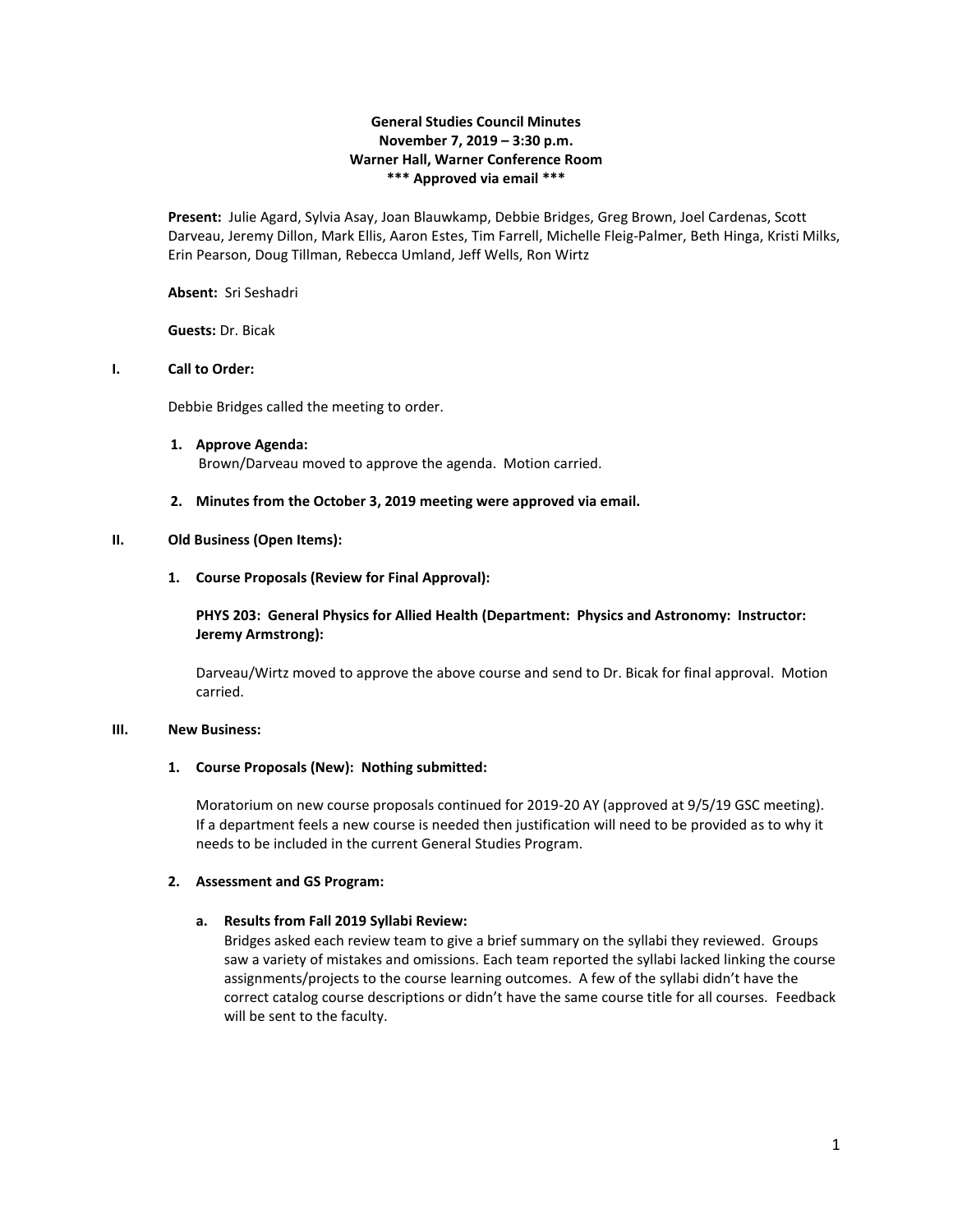# General Studies Council Minutes
**November 7, 2019 – 3:30 p.m.**
**Warner Hall, Warner Conference Room**
**\*\*\* Approved via email \*\*\***

**Present:** Julie Agard, Sylvia Asay, Joan Blauwkamp, Debbie Bridges, Greg Brown, Joel Cardenas, Scott Darveau, Jeremy Dillon, Mark Ellis, Aaron Estes, Tim Farrell, Michelle Fleig-Palmer, Beth Hinga, Kristi Milks, Erin Pearson, Doug Tillman, Rebecca Umland, Jeff Wells, Ron Wirtz

**Absent:** Sri Seshadri

**Guests:** Dr. Bicak

## I. Call to Order:

Debbie Bridges called the meeting to order.

1. **Approve Agenda:**
   Brown/Darveau moved to approve the agenda. Motion carried.

2. **Minutes from the October 3, 2019 meeting were approved via email.**

## II. Old Business (Open Items):

1. **Course Proposals (Review for Final Approval):**

   **PHYS 203: General Physics for Allied Health (Department: Physics and Astronomy: Instructor: Jeremy Armstrong):**

   Darveau/Wirtz moved to approve the above course and send to Dr. Bicak for final approval. Motion carried.

## III. New Business:

1. **Course Proposals (New): Nothing submitted:**

   Moratorium on new course proposals continued for 2019-20 AY (approved at 9/5/19 GSC meeting). If a department feels a new course is needed then justification will need to be provided as to why it needs to be included in the current General Studies Program.

2. **Assessment and GS Program:**

   a. **Results from Fall 2019 Syllabi Review:**
      Bridges asked each review team to give a brief summary on the syllabi they reviewed. Groups saw a variety of mistakes and omissions. Each team reported the syllabi lacked linking the course assignments/projects to the course learning outcomes. A few of the syllabi didn't have the correct catalog course descriptions or didn't have the same course title for all courses. Feedback will be sent to the faculty.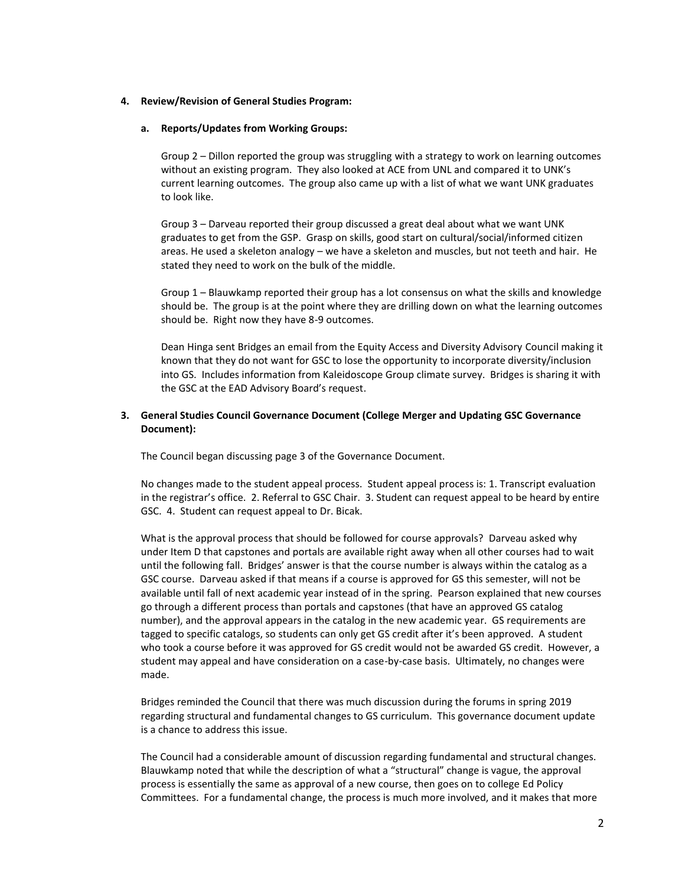**4. Review/Revision of General Studies Program:**

**a. Reports/Updates from Working Groups:**

Group 2 – Dillon reported the group was struggling with a strategy to work on learning outcomes without an existing program. They also looked at ACE from UNL and compared it to UNK's current learning outcomes. The group also came up with a list of what we want UNK graduates to look like.

Group 3 – Darveau reported their group discussed a great deal about what we want UNK graduates to get from the GSP. Grasp on skills, good start on cultural/social/informed citizen areas. He used a skeleton analogy – we have a skeleton and muscles, but not teeth and hair. He stated they need to work on the bulk of the middle.

Group 1 – Blauwkamp reported their group has a lot consensus on what the skills and knowledge should be. The group is at the point where they are drilling down on what the learning outcomes should be. Right now they have 8-9 outcomes.

Dean Hinga sent Bridges an email from the Equity Access and Diversity Advisory Council making it known that they do not want for GSC to lose the opportunity to incorporate diversity/inclusion into GS. Includes information from Kaleidoscope Group climate survey. Bridges is sharing it with the GSC at the EAD Advisory Board's request.

**3. General Studies Council Governance Document (College Merger and Updating GSC Governance Document):**

The Council began discussing page 3 of the Governance Document.

No changes made to the student appeal process. Student appeal process is: 1. Transcript evaluation in the registrar's office. 2. Referral to GSC Chair. 3. Student can request appeal to be heard by entire GSC. 4. Student can request appeal to Dr. Bicak.

What is the approval process that should be followed for course approvals? Darveau asked why under Item D that capstones and portals are available right away when all other courses had to wait until the following fall. Bridges' answer is that the course number is always within the catalog as a GSC course. Darveau asked if that means if a course is approved for GS this semester, will not be available until fall of next academic year instead of in the spring. Pearson explained that new courses go through a different process than portals and capstones (that have an approved GS catalog number), and the approval appears in the catalog in the new academic year. GS requirements are tagged to specific catalogs, so students can only get GS credit after it's been approved. A student who took a course before it was approved for GS credit would not be awarded GS credit. However, a student may appeal and have consideration on a case-by-case basis. Ultimately, no changes were made.

Bridges reminded the Council that there was much discussion during the forums in spring 2019 regarding structural and fundamental changes to GS curriculum. This governance document update is a chance to address this issue.

The Council had a considerable amount of discussion regarding fundamental and structural changes. Blauwkamp noted that while the description of what a "structural" change is vague, the approval process is essentially the same as approval of a new course, then goes on to college Ed Policy Committees. For a fundamental change, the process is much more involved, and it makes that more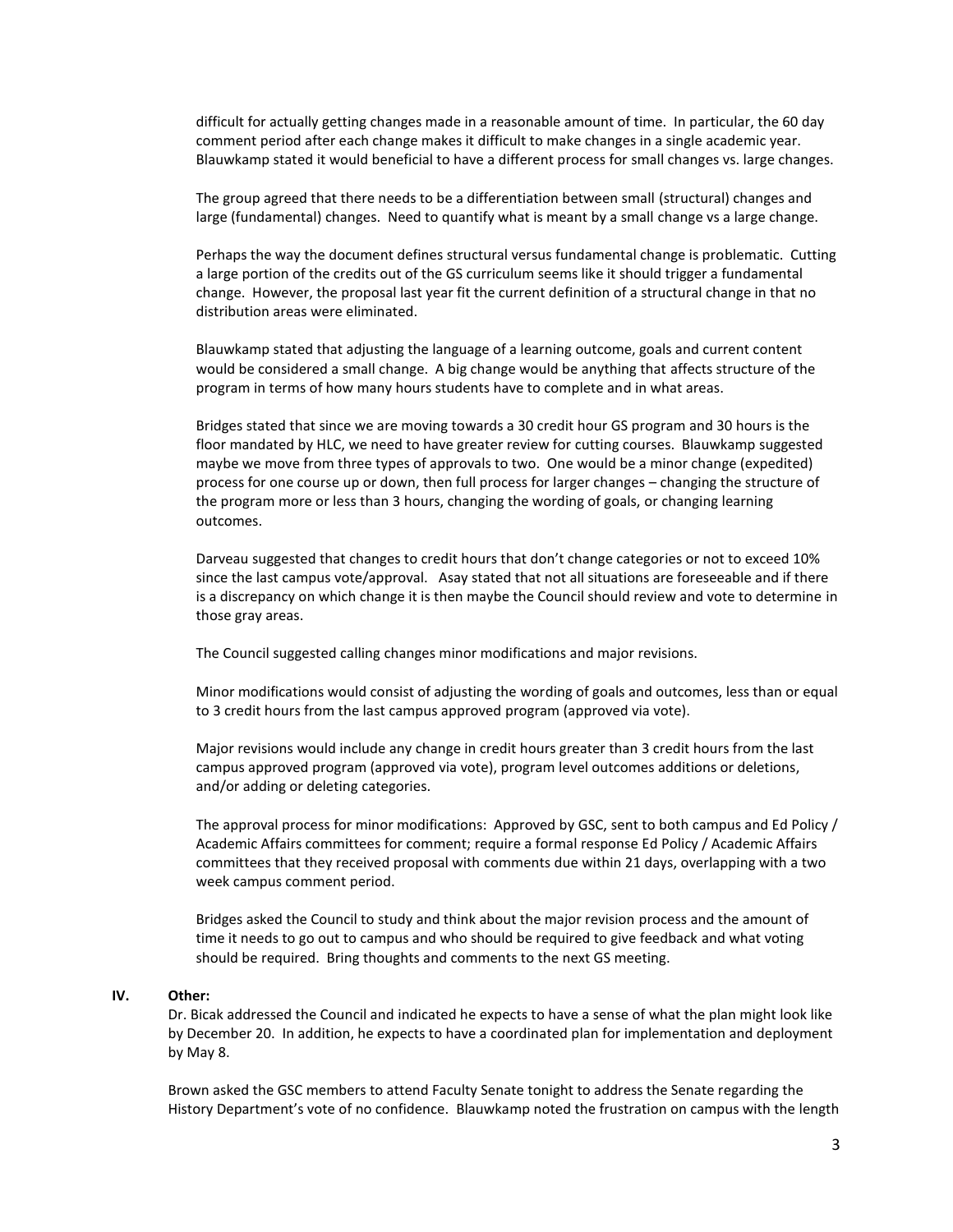difficult for actually getting changes made in a reasonable amount of time. In particular, the 60 day comment period after each change makes it difficult to make changes in a single academic year. Blauwkamp stated it would beneficial to have a different process for small changes vs. large changes.

The group agreed that there needs to be a differentiation between small (structural) changes and large (fundamental) changes. Need to quantify what is meant by a small change vs a large change.

Perhaps the way the document defines structural versus fundamental change is problematic. Cutting a large portion of the credits out of the GS curriculum seems like it should trigger a fundamental change. However, the proposal last year fit the current definition of a structural change in that no distribution areas were eliminated.

Blauwkamp stated that adjusting the language of a learning outcome, goals and current content would be considered a small change. A big change would be anything that affects structure of the program in terms of how many hours students have to complete and in what areas.

Bridges stated that since we are moving towards a 30 credit hour GS program and 30 hours is the floor mandated by HLC, we need to have greater review for cutting courses. Blauwkamp suggested maybe we move from three types of approvals to two. One would be a minor change (expedited) process for one course up or down, then full process for larger changes – changing the structure of the program more or less than 3 hours, changing the wording of goals, or changing learning outcomes.

Darveau suggested that changes to credit hours that don't change categories or not to exceed 10% since the last campus vote/approval. Asay stated that not all situations are foreseeable and if there is a discrepancy on which change it is then maybe the Council should review and vote to determine in those gray areas.

The Council suggested calling changes minor modifications and major revisions.

Minor modifications would consist of adjusting the wording of goals and outcomes, less than or equal to 3 credit hours from the last campus approved program (approved via vote).

Major revisions would include any change in credit hours greater than 3 credit hours from the last campus approved program (approved via vote), program level outcomes additions or deletions, and/or adding or deleting categories.

The approval process for minor modifications: Approved by GSC, sent to both campus and Ed Policy / Academic Affairs committees for comment; require a formal response Ed Policy / Academic Affairs committees that they received proposal with comments due within 21 days, overlapping with a two week campus comment period.

Bridges asked the Council to study and think about the major revision process and the amount of time it needs to go out to campus and who should be required to give feedback and what voting should be required. Bring thoughts and comments to the next GS meeting.

## IV. Other:

Dr. Bicak addressed the Council and indicated he expects to have a sense of what the plan might look like by December 20. In addition, he expects to have a coordinated plan for implementation and deployment by May 8.

Brown asked the GSC members to attend Faculty Senate tonight to address the Senate regarding the History Department's vote of no confidence. Blauwkamp noted the frustration on campus with the length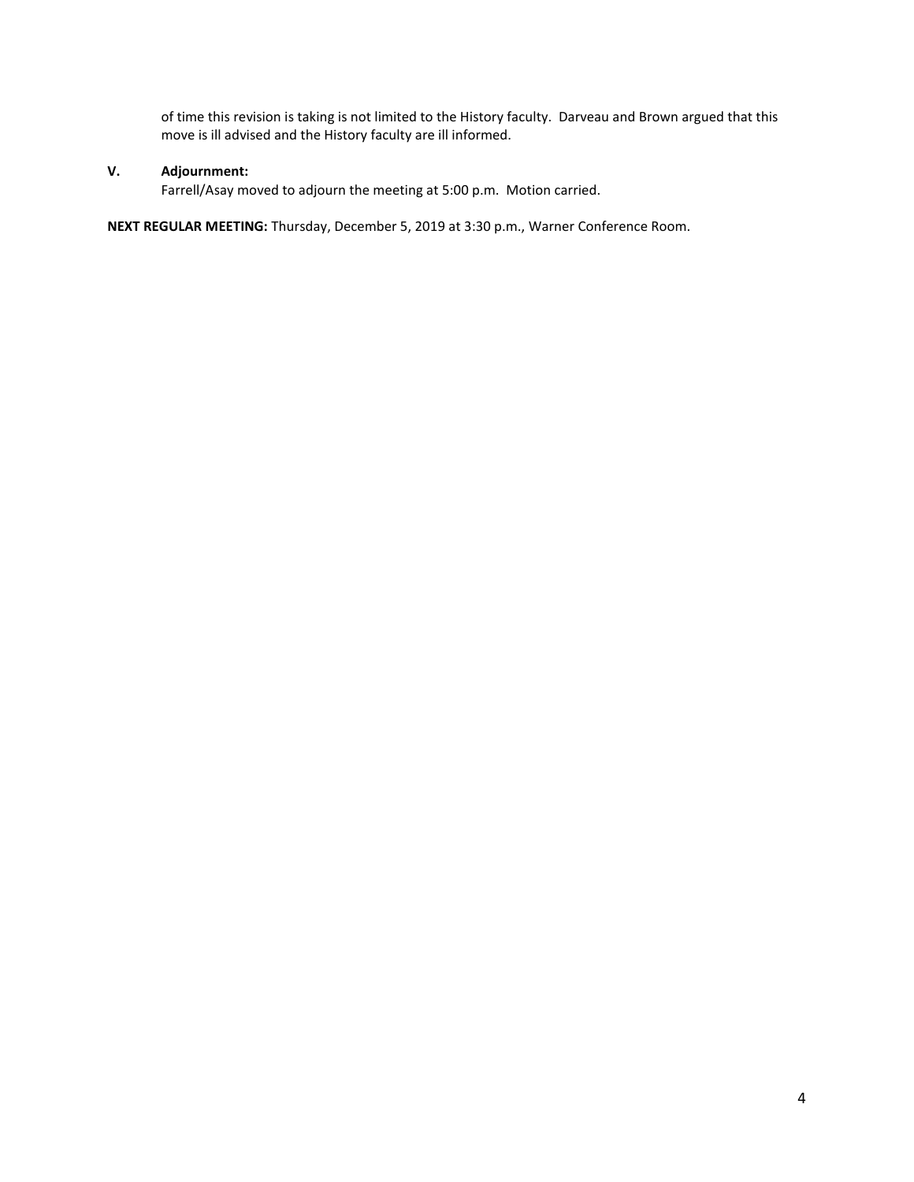of time this revision is taking is not limited to the History faculty. Darveau and Brown argued that this move is ill advised and the History faculty are ill informed.

**V. Adjournment:**

Farrell/Asay moved to adjourn the meeting at 5:00 p.m. Motion carried.

**NEXT REGULAR MEETING:** Thursday, December 5, 2019 at 3:30 p.m., Warner Conference Room.